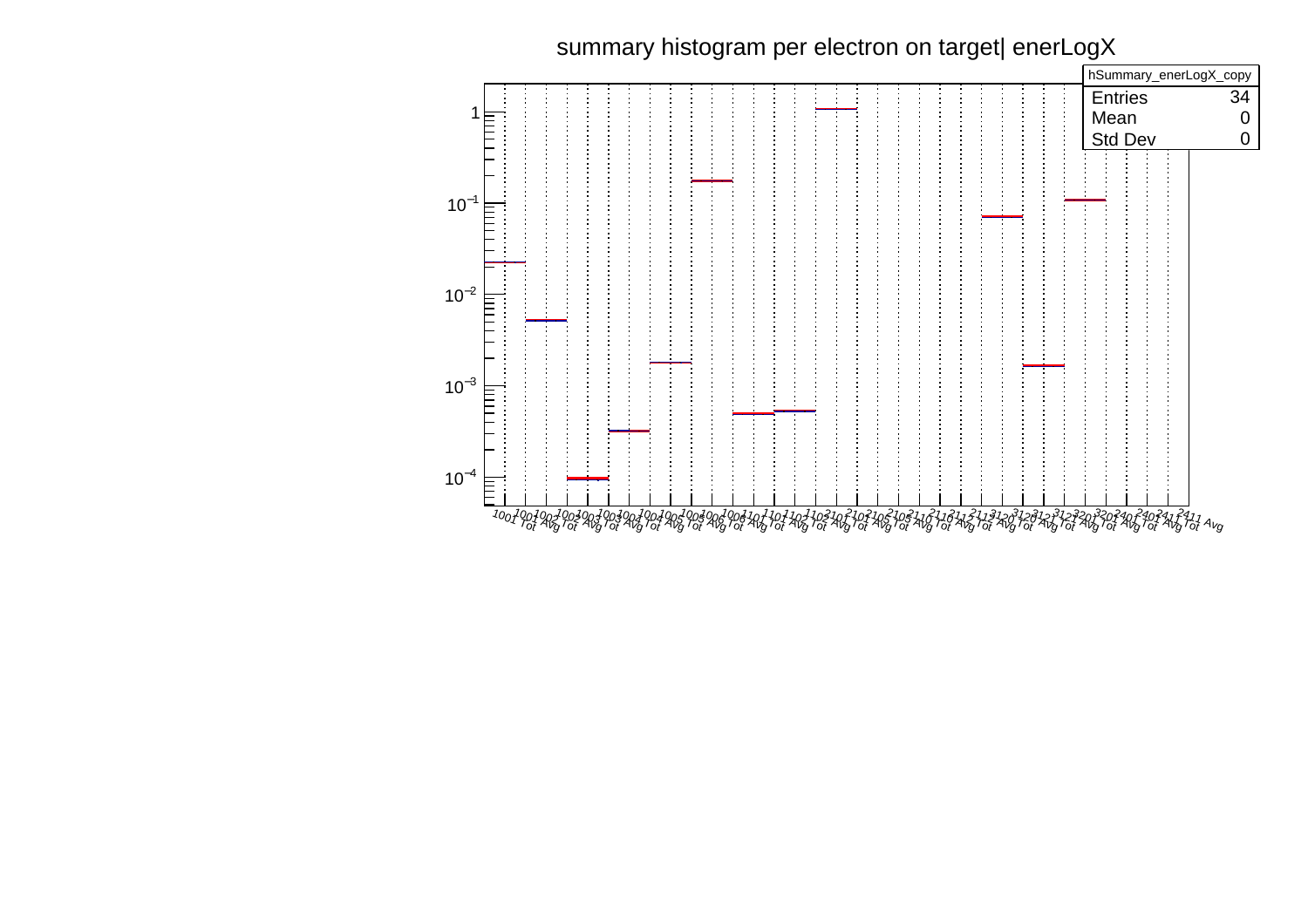# summary histogram per electron on target| enerLogX

| hSummary_enerLogX_copy | |
|---|---|
| Entries | 34 |
| Mean | 0 |
| Std Dev | 0 |

Y-axis: $1$, $10^{-1}$, $10^{-2}$, $10^{-3}$, $10^{-4}$

X-axis: 1001 Tot, 1001 Avg, 1002 Tot, 1002 Avg, 1003 Tot, 1003 Avg, 1004 Tot, 1004 Avg, 1005 Tot, 1005 Avg, 1006 Tot, 1006 Avg, 1101 Tot, 1101 Avg, 1102 Tot, 1102 Avg, 2101 Tot, 2101 Avg, 2105 Tot, 2105 Avg, 2110 Tot, 2110 Avg, 2115 Tot, 2115 Avg, 3120 Tot, 3120 Avg, 3121 Tot, 3121 Avg, 3201 Tot, 3201 Avg, 2401 Tot, 2401 Avg, 2411 Tot, 2411 Avg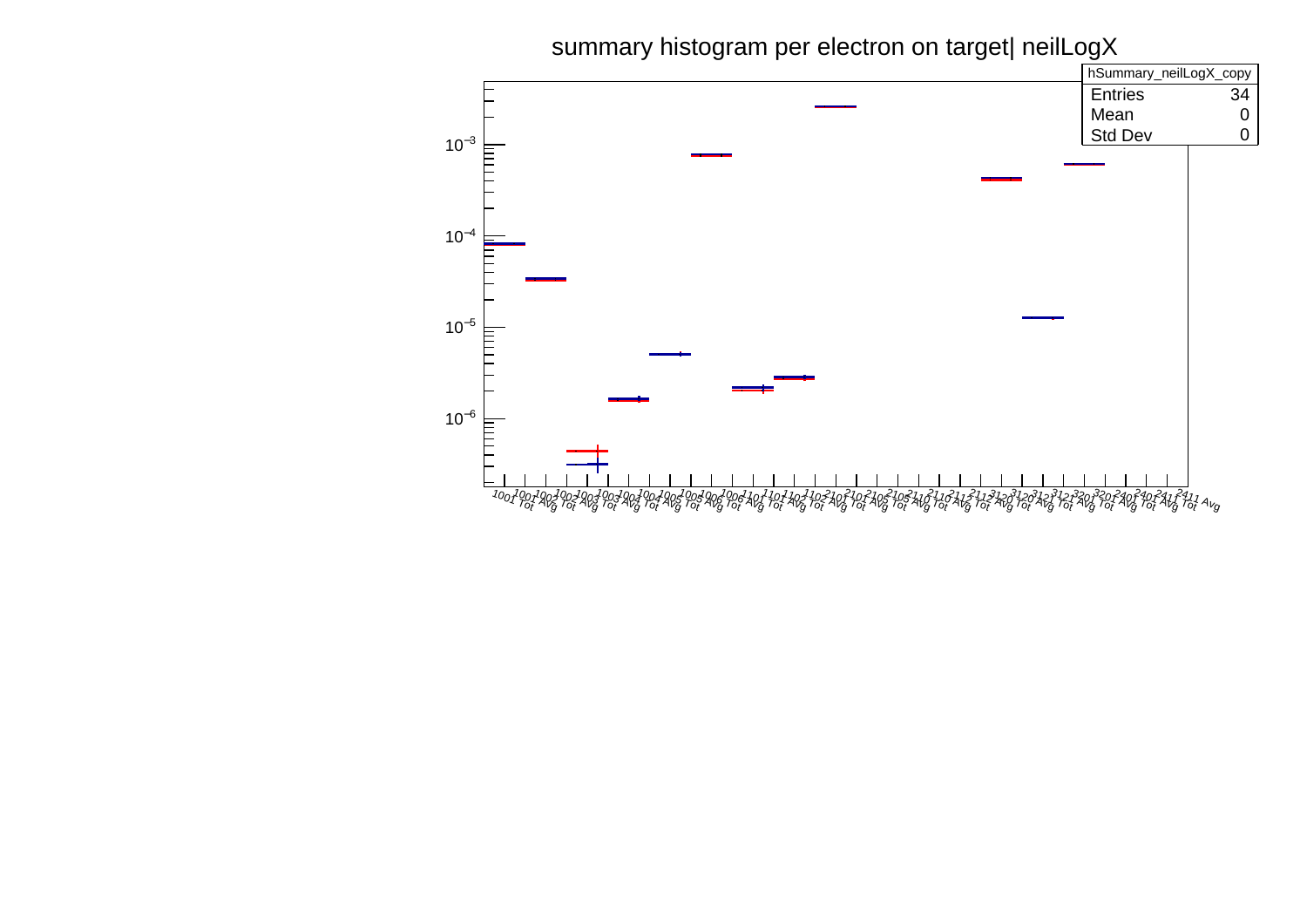summary histogram per electron on target| neilLogX

hSummary_neilLogX_copy

Entries 34

Mean 0

Std Dev 0

$10^{-3}$

$10^{-4}$

$10^{-5}$

$10^{-6}$

1001 Tot 1001 Avg 1002 Tot 1002 Avg 1003 Tot 1003 Avg 1004 Tot 1004 Avg 1005 Tot 1005 Avg 1006 Tot 1006 Avg 1101 Tot 1101 Avg 1102 Tot 1102 Avg 2101 Tot 2101 Avg 2105 Tot 2105 Avg 2110 Tot 2110 Avg 2112 Tot 2112 Avg 3120 Tot 3120 Avg 3121 Tot 3121 Avg 3201 Tot 3201 Avg 2401 Tot 2401 Avg 2411 Tot 2411 Avg